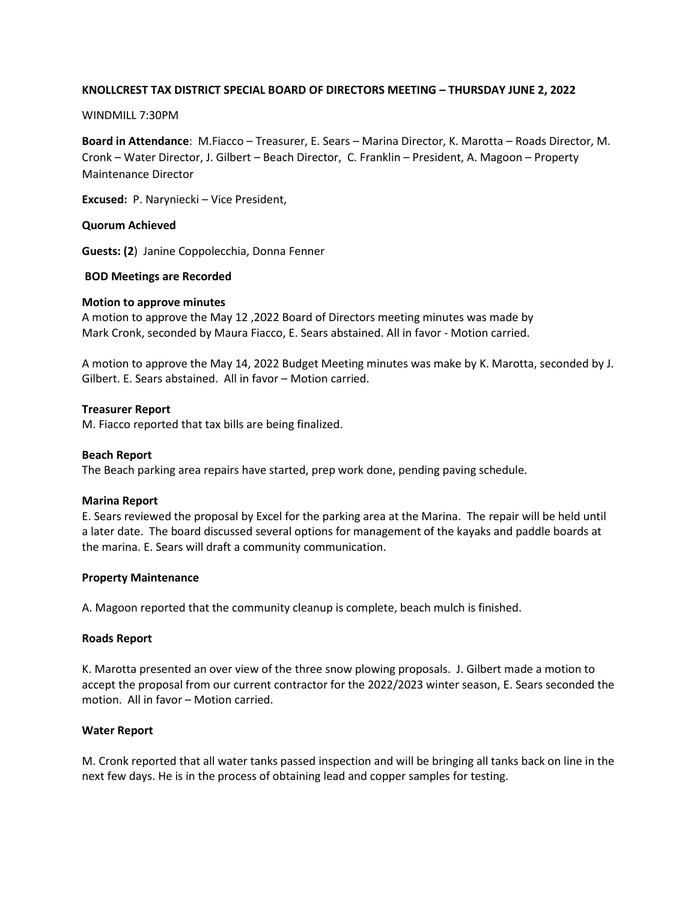**KNOLLCREST TAX DISTRICT SPECIAL BOARD OF DIRECTORS MEETING – THURSDAY JUNE 2, 2022**

WINDMILL 7:30PM

**Board in Attendance**: M.Fiacco – Treasurer, E. Sears – Marina Director, K. Marotta – Roads Director, M. Cronk – Water Director, J. Gilbert – Beach Director, C. Franklin – President, A. Magoon – Property Maintenance Director

**Excused:** P. Naryniecki – Vice President,

**Quorum Achieved**

**Guests: (2**) Janine Coppolecchia, Donna Fenner

**BOD Meetings are Recorded**

**Motion to approve minutes**
A motion to approve the May 12 ,2022 Board of Directors meeting minutes was made by Mark Cronk, seconded by Maura Fiacco, E. Sears abstained. All in favor - Motion carried.

A motion to approve the May 14, 2022 Budget Meeting minutes was make by K. Marotta, seconded by J. Gilbert. E. Sears abstained. All in favor – Motion carried.

**Treasurer Report**
M. Fiacco reported that tax bills are being finalized.

**Beach Report**
The Beach parking area repairs have started, prep work done, pending paving schedule.

**Marina Report**
E. Sears reviewed the proposal by Excel for the parking area at the Marina. The repair will be held until a later date. The board discussed several options for management of the kayaks and paddle boards at the marina. E. Sears will draft a community communication.

**Property Maintenance**

A. Magoon reported that the community cleanup is complete, beach mulch is finished.

**Roads Report**

K. Marotta presented an over view of the three snow plowing proposals. J. Gilbert made a motion to accept the proposal from our current contractor for the 2022/2023 winter season, E. Sears seconded the motion. All in favor – Motion carried.

**Water Report**

M. Cronk reported that all water tanks passed inspection and will be bringing all tanks back on line in the next few days. He is in the process of obtaining lead and copper samples for testing.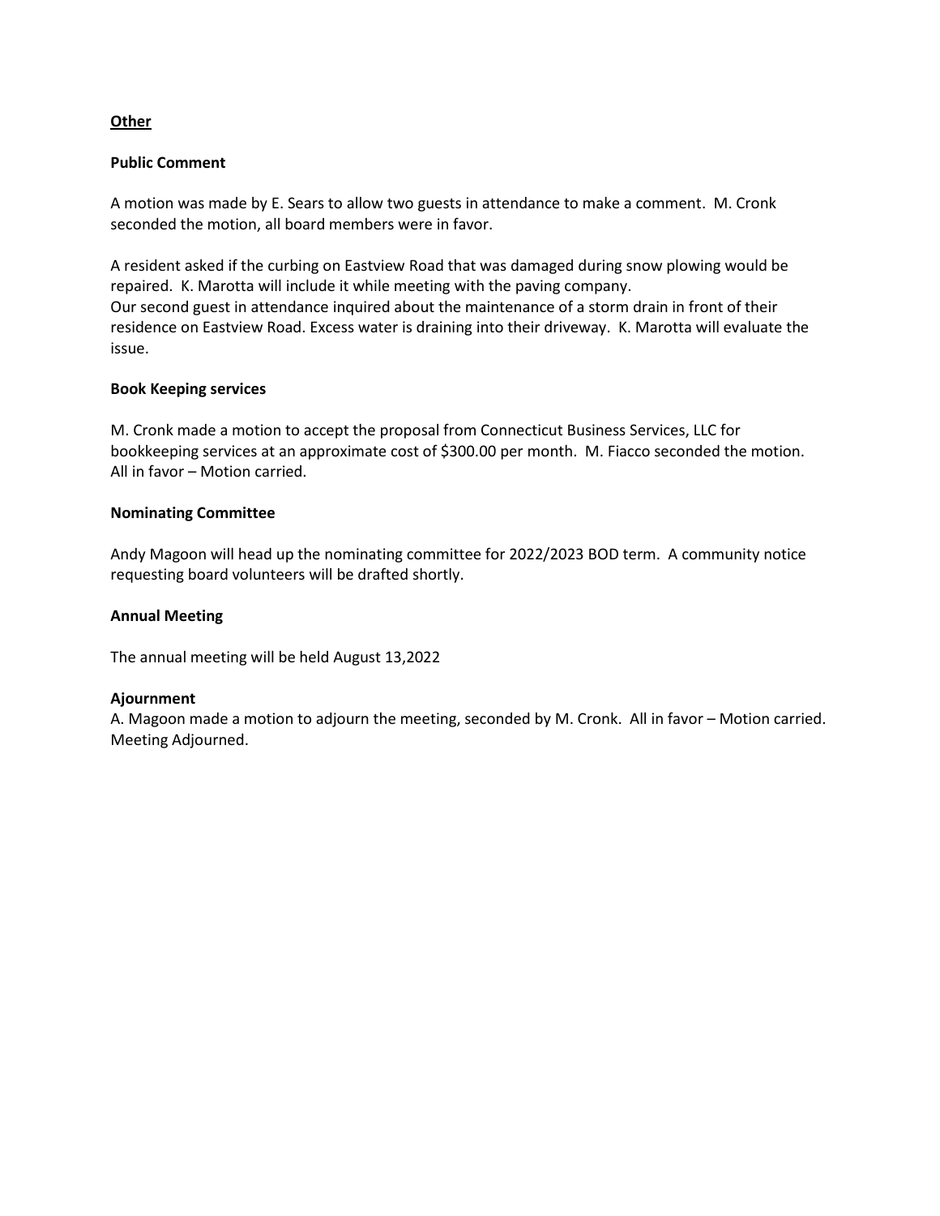**Other**

**Public Comment**

A motion was made by E. Sears to allow two guests in attendance to make a comment. M. Cronk seconded the motion, all board members were in favor.

A resident asked if the curbing on Eastview Road that was damaged during snow plowing would be repaired. K. Marotta will include it while meeting with the paving company.
Our second guest in attendance inquired about the maintenance of a storm drain in front of their residence on Eastview Road. Excess water is draining into their driveway. K. Marotta will evaluate the issue.

**Book Keeping services**

M. Cronk made a motion to accept the proposal from Connecticut Business Services, LLC for bookkeeping services at an approximate cost of $300.00 per month. M. Fiacco seconded the motion. All in favor – Motion carried.

**Nominating Committee**

Andy Magoon will head up the nominating committee for 2022/2023 BOD term. A community notice requesting board volunteers will be drafted shortly.

**Annual Meeting**

The annual meeting will be held August 13,2022

**Ajournment**
A. Magoon made a motion to adjourn the meeting, seconded by M. Cronk. All in favor – Motion carried. Meeting Adjourned.